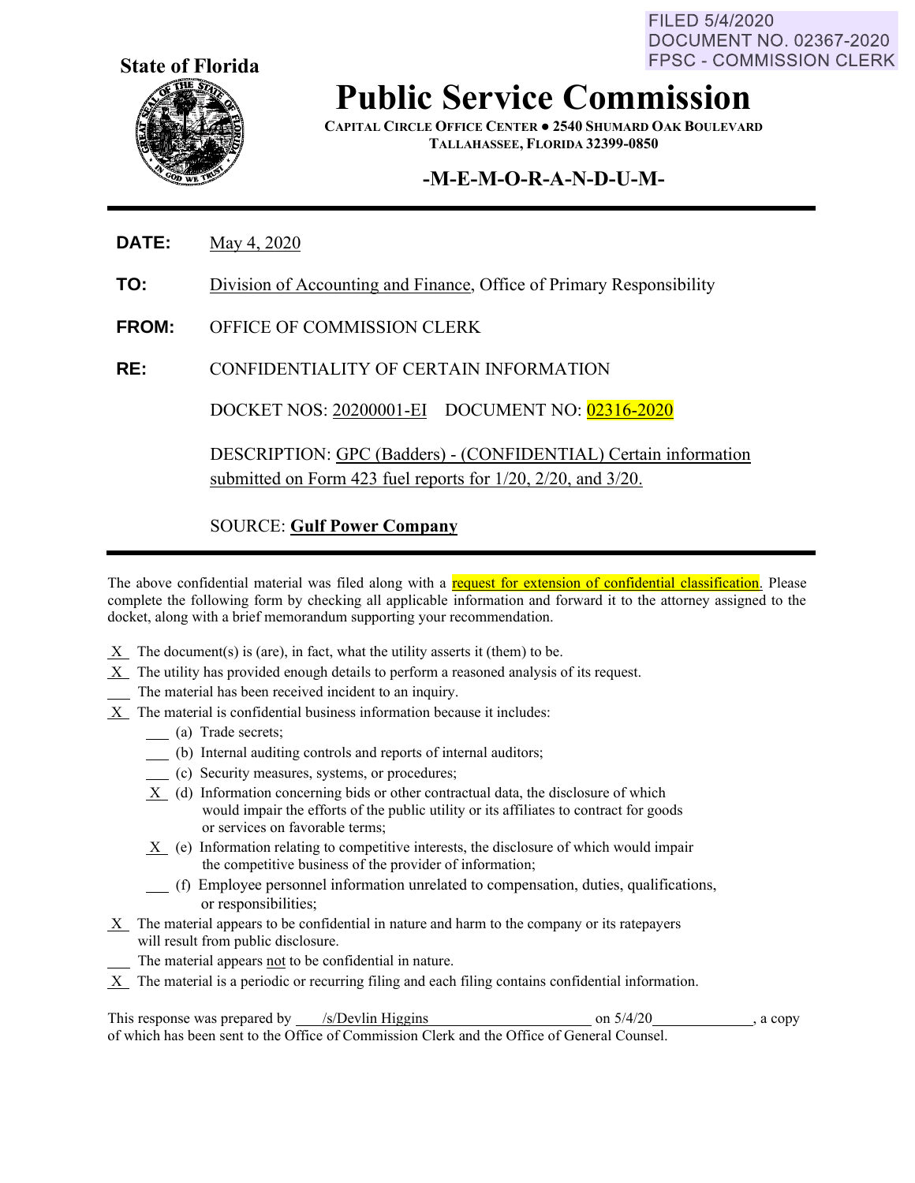FILED 5/4/2020
DOCUMENT NO. 02367-2020
FPSC - COMMISSION CLERK

**State of Florida**

# Public Service Commission

**CAPITAL CIRCLE OFFICE CENTER ● 2540 SHUMARD OAK BOULEVARD**
**TALLAHASSEE, FLORIDA 32399-0850**

## -M-E-M-O-R-A-N-D-U-M-

**DATE:** May 4, 2020

**TO:** Division of Accounting and Finance, Office of Primary Responsibility

**FROM:** OFFICE OF COMMISSION CLERK

**RE:** CONFIDENTIALITY OF CERTAIN INFORMATION

DOCKET NOS: 20200001-EI DOCUMENT NO: 02316-2020

DESCRIPTION: GPC (Badders) - (CONFIDENTIAL) Certain information submitted on Form 423 fuel reports for 1/20, 2/20, and 3/20.

SOURCE: **Gulf Power Company**

---

The above confidential material was filed along with a request for extension of confidential classification. Please complete the following form by checking all applicable information and forward it to the attorney assigned to the docket, along with a brief memorandum supporting your recommendation.

- X The document(s) is (are), in fact, what the utility asserts it (them) to be.
- X The utility has provided enough details to perform a reasoned analysis of its request.
- ___ The material has been received incident to an inquiry.
- X The material is confidential business information because it includes:
  - ___ (a) Trade secrets;
  - ___ (b) Internal auditing controls and reports of internal auditors;
  - ___ (c) Security measures, systems, or procedures;
  - X (d) Information concerning bids or other contractual data, the disclosure of which would impair the efforts of the public utility or its affiliates to contract for goods or services on favorable terms;
  - X (e) Information relating to competitive interests, the disclosure of which would impair the competitive business of the provider of information;
  - ___ (f) Employee personnel information unrelated to compensation, duties, qualifications, or responsibilities;
- X The material appears to be confidential in nature and harm to the company or its ratepayers will result from public disclosure.
- ___ The material appears not to be confidential in nature.
- X The material is a periodic or recurring filing and each filing contains confidential information.

This response was prepared by /s/Devlin Higgins on 5/4/20, a copy of which has been sent to the Office of Commission Clerk and the Office of General Counsel.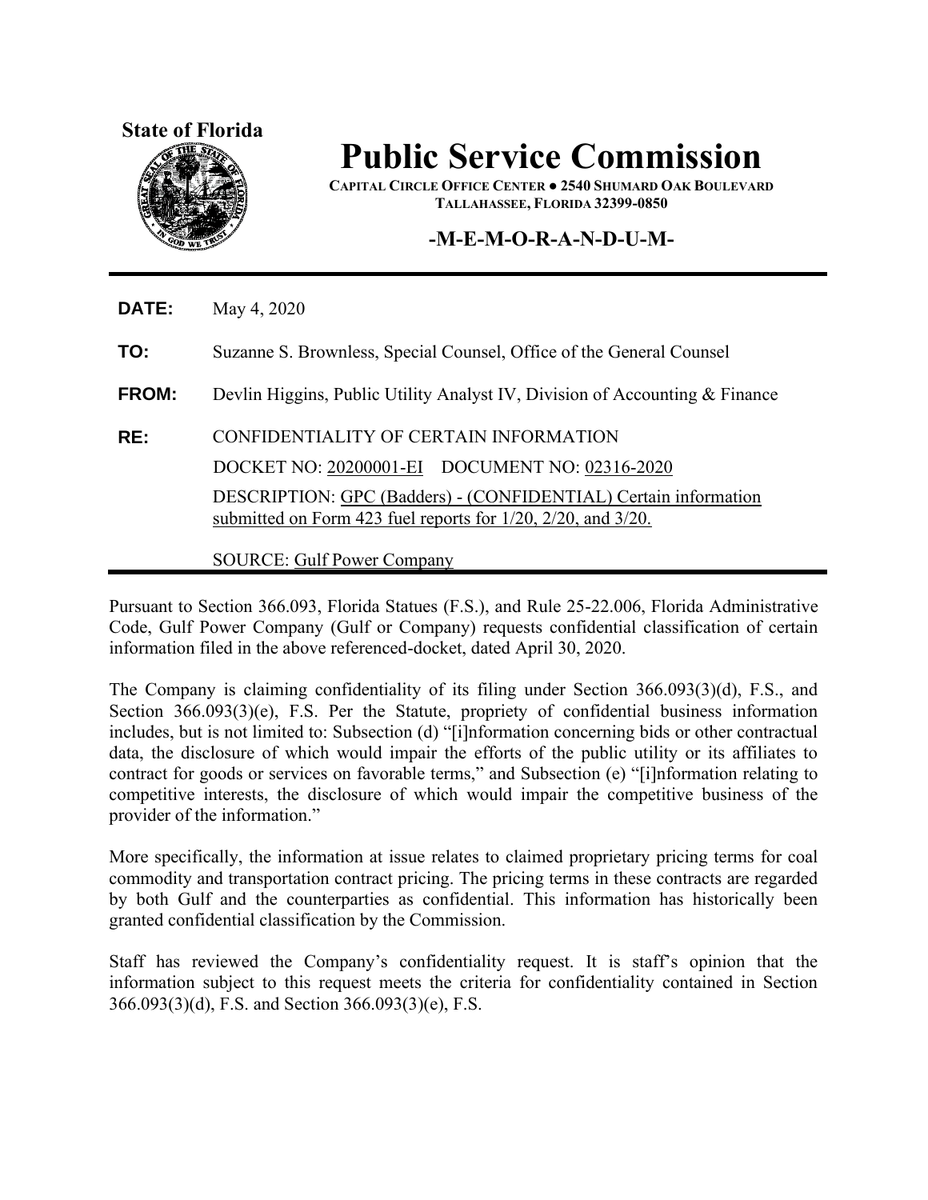**State of Florida**

# Public Service Commission

**CAPITAL CIRCLE OFFICE CENTER ● 2540 SHUMARD OAK BOULEVARD**
**TALLAHASSEE, FLORIDA 32399-0850**

## -M-E-M-O-R-A-N-D-U-M-

**DATE:** May 4, 2020

**TO:** Suzanne S. Brownless, Special Counsel, Office of the General Counsel

**FROM:** Devlin Higgins, Public Utility Analyst IV, Division of Accounting & Finance

**RE:** CONFIDENTIALITY OF CERTAIN INFORMATION
DOCKET NO: 20200001-EI DOCUMENT NO: 02316-2020
DESCRIPTION: GPC (Badders) - (CONFIDENTIAL) Certain information submitted on Form 423 fuel reports for 1/20, 2/20, and 3/20.

SOURCE: Gulf Power Company

---

Pursuant to Section 366.093, Florida Statues (F.S.), and Rule 25-22.006, Florida Administrative Code, Gulf Power Company (Gulf or Company) requests confidential classification of certain information filed in the above referenced-docket, dated April 30, 2020.

The Company is claiming confidentiality of its filing under Section 366.093(3)(d), F.S., and Section 366.093(3)(e), F.S. Per the Statute, propriety of confidential business information includes, but is not limited to: Subsection (d) "[i]nformation concerning bids or other contractual data, the disclosure of which would impair the efforts of the public utility or its affiliates to contract for goods or services on favorable terms," and Subsection (e) "[i]nformation relating to competitive interests, the disclosure of which would impair the competitive business of the provider of the information."

More specifically, the information at issue relates to claimed proprietary pricing terms for coal commodity and transportation contract pricing. The pricing terms in these contracts are regarded by both Gulf and the counterparties as confidential. This information has historically been granted confidential classification by the Commission.

Staff has reviewed the Company's confidentiality request. It is staff's opinion that the information subject to this request meets the criteria for confidentiality contained in Section 366.093(3)(d), F.S. and Section 366.093(3)(e), F.S.